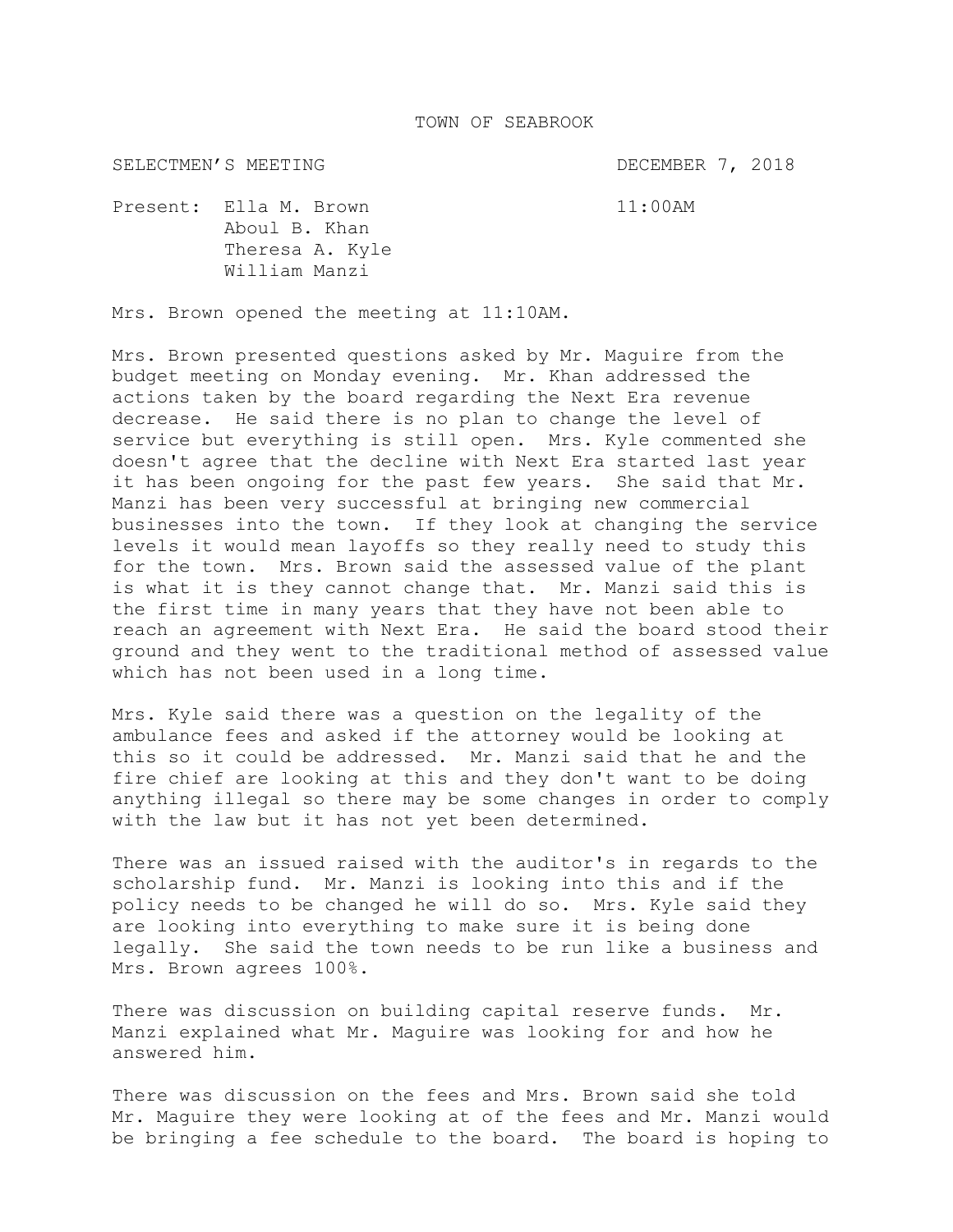TOWN OF SEABROOK

SELECTMEN'S MEETING DECEMBER 7, 2018

Present: Ella M. Brown 11:00AM
Aboul B. Khan
Theresa A. Kyle
William Manzi

Mrs. Brown opened the meeting at 11:10AM.

Mrs. Brown presented questions asked by Mr. Maguire from the budget meeting on Monday evening. Mr. Khan addressed the actions taken by the board regarding the Next Era revenue decrease. He said there is no plan to change the level of service but everything is still open. Mrs. Kyle commented she doesn't agree that the decline with Next Era started last year it has been ongoing for the past few years. She said that Mr. Manzi has been very successful at bringing new commercial businesses into the town. If they look at changing the service levels it would mean layoffs so they really need to study this for the town. Mrs. Brown said the assessed value of the plant is what it is they cannot change that. Mr. Manzi said this is the first time in many years that they have not been able to reach an agreement with Next Era. He said the board stood their ground and they went to the traditional method of assessed value which has not been used in a long time.

Mrs. Kyle said there was a question on the legality of the ambulance fees and asked if the attorney would be looking at this so it could be addressed. Mr. Manzi said that he and the fire chief are looking at this and they don't want to be doing anything illegal so there may be some changes in order to comply with the law but it has not yet been determined.

There was an issued raised with the auditor's in regards to the scholarship fund. Mr. Manzi is looking into this and if the policy needs to be changed he will do so. Mrs. Kyle said they are looking into everything to make sure it is being done legally. She said the town needs to be run like a business and Mrs. Brown agrees 100%.

There was discussion on building capital reserve funds. Mr. Manzi explained what Mr. Maguire was looking for and how he answered him.

There was discussion on the fees and Mrs. Brown said she told Mr. Maguire they were looking at of the fees and Mr. Manzi would be bringing a fee schedule to the board. The board is hoping to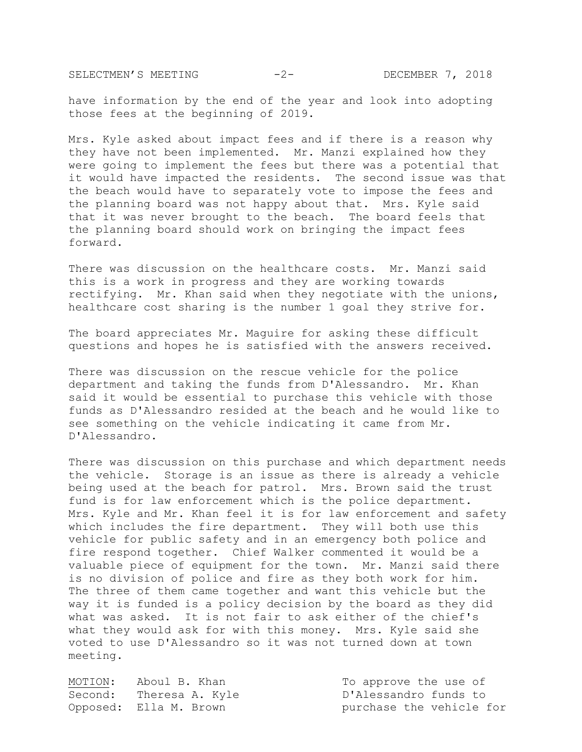have information by the end of the year and look into adopting those fees at the beginning of 2019.

Mrs. Kyle asked about impact fees and if there is a reason why they have not been implemented. Mr. Manzi explained how they were going to implement the fees but there was a potential that it would have impacted the residents. The second issue was that the beach would have to separately vote to impose the fees and the planning board was not happy about that. Mrs. Kyle said that it was never brought to the beach. The board feels that the planning board should work on bringing the impact fees forward.

There was discussion on the healthcare costs. Mr. Manzi said this is a work in progress and they are working towards rectifying. Mr. Khan said when they negotiate with the unions, healthcare cost sharing is the number 1 goal they strive for.

The board appreciates Mr. Maguire for asking these difficult questions and hopes he is satisfied with the answers received.

There was discussion on the rescue vehicle for the police department and taking the funds from D'Alessandro. Mr. Khan said it would be essential to purchase this vehicle with those funds as D'Alessandro resided at the beach and he would like to see something on the vehicle indicating it came from Mr. D'Alessandro.

There was discussion on this purchase and which department needs the vehicle. Storage is an issue as there is already a vehicle being used at the beach for patrol. Mrs. Brown said the trust fund is for law enforcement which is the police department. Mrs. Kyle and Mr. Khan feel it is for law enforcement and safety which includes the fire department. They will both use this vehicle for public safety and in an emergency both police and fire respond together. Chief Walker commented it would be a valuable piece of equipment for the town. Mr. Manzi said there is no division of police and fire as they both work for him. The three of them came together and want this vehicle but the way it is funded is a policy decision by the board as they did what was asked. It is not fair to ask either of the chief's what they would ask for with this money. Mrs. Kyle said she voted to use D'Alessandro so it was not turned down at town meeting.

<u>MOTION</u>: Aboul B. Khan
Second: Theresa A. Kyle
Opposed: Ella M. Brown

To approve the use of D'Alessandro funds to purchase the vehicle for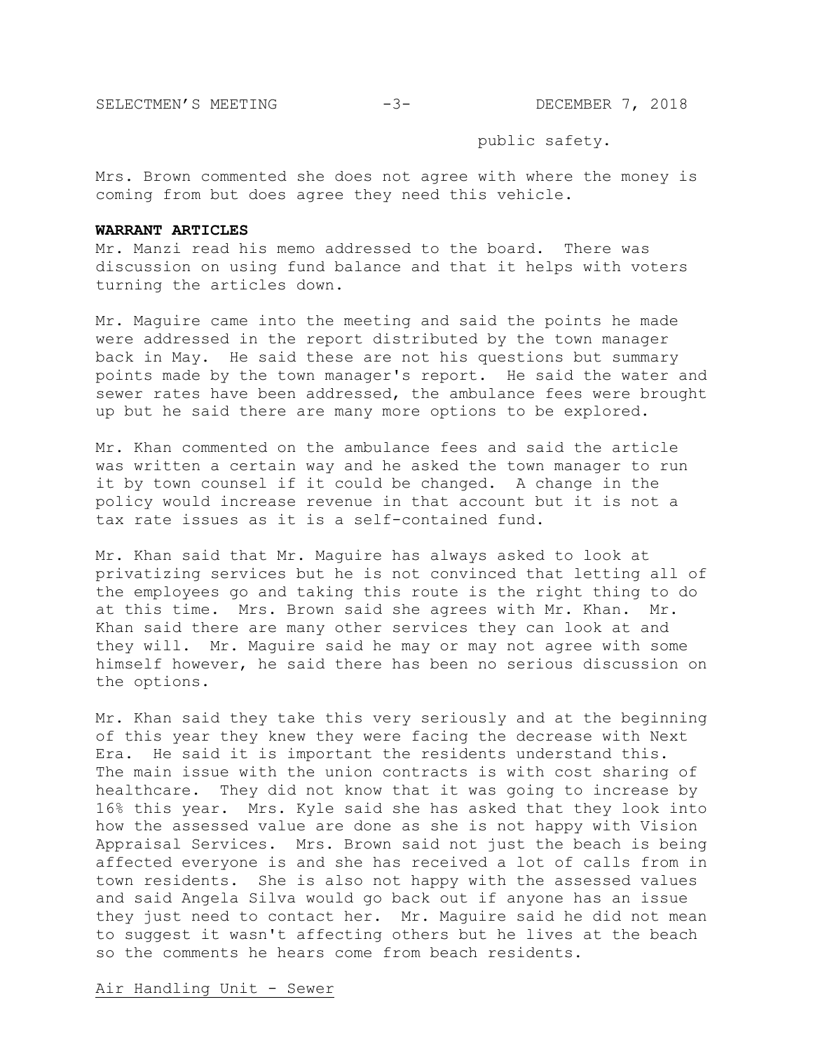public safety.

Mrs. Brown commented she does not agree with where the money is coming from but does agree they need this vehicle.

**WARRANT ARTICLES**

Mr. Manzi read his memo addressed to the board. There was discussion on using fund balance and that it helps with voters turning the articles down.

Mr. Maguire came into the meeting and said the points he made were addressed in the report distributed by the town manager back in May. He said these are not his questions but summary points made by the town manager's report. He said the water and sewer rates have been addressed, the ambulance fees were brought up but he said there are many more options to be explored.

Mr. Khan commented on the ambulance fees and said the article was written a certain way and he asked the town manager to run it by town counsel if it could be changed. A change in the policy would increase revenue in that account but it is not a tax rate issues as it is a self-contained fund.

Mr. Khan said that Mr. Maguire has always asked to look at privatizing services but he is not convinced that letting all of the employees go and taking this route is the right thing to do at this time. Mrs. Brown said she agrees with Mr. Khan. Mr. Khan said there are many other services they can look at and they will. Mr. Maguire said he may or may not agree with some himself however, he said there has been no serious discussion on the options.

Mr. Khan said they take this very seriously and at the beginning of this year they knew they were facing the decrease with Next Era. He said it is important the residents understand this. The main issue with the union contracts is with cost sharing of healthcare. They did not know that it was going to increase by 16% this year. Mrs. Kyle said she has asked that they look into how the assessed value are done as she is not happy with Vision Appraisal Services. Mrs. Brown said not just the beach is being affected everyone is and she has received a lot of calls from in town residents. She is also not happy with the assessed values and said Angela Silva would go back out if anyone has an issue they just need to contact her. Mr. Maguire said he did not mean to suggest it wasn't affecting others but he lives at the beach so the comments he hears come from beach residents.

Air Handling Unit - Sewer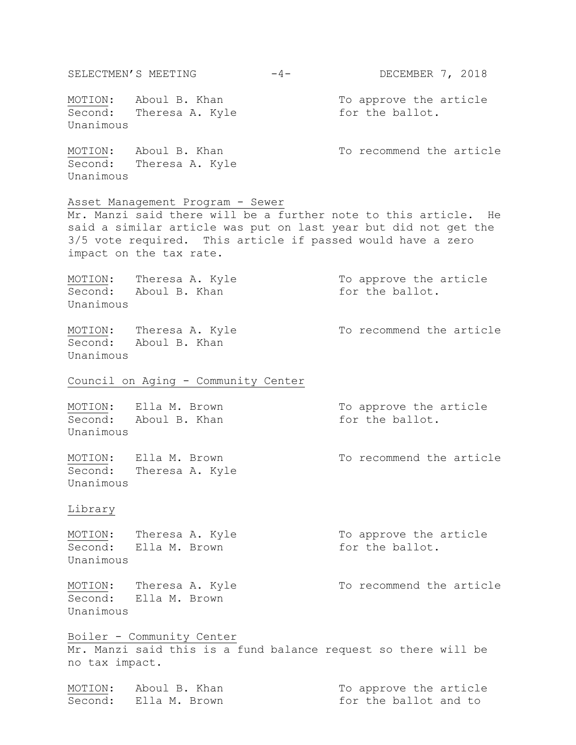MOTION: Aboul B. Khan — To approve the article for the ballot.
Second: Theresa A. Kyle
Unanimous

MOTION: Aboul B. Khan — To recommend the article
Second: Theresa A. Kyle
Unanimous

Asset Management Program - Sewer

Mr. Manzi said there will be a further note to this article. He said a similar article was put on last year but did not get the 3/5 vote required. This article if passed would have a zero impact on the tax rate.

MOTION: Theresa A. Kyle — To approve the article for the ballot.
Second: Aboul B. Khan
Unanimous

MOTION: Theresa A. Kyle — To recommend the article
Second: Aboul B. Khan
Unanimous

Council on Aging - Community Center

MOTION: Ella M. Brown — To approve the article for the ballot.
Second: Aboul B. Khan
Unanimous

MOTION: Ella M. Brown — To recommend the article
Second: Theresa A. Kyle
Unanimous

Library

MOTION: Theresa A. Kyle — To approve the article for the ballot.
Second: Ella M. Brown
Unanimous

MOTION: Theresa A. Kyle — To recommend the article
Second: Ella M. Brown
Unanimous

Boiler - Community Center

Mr. Manzi said this is a fund balance request so there will be no tax impact.

MOTION: Aboul B. Khan — To approve the article for the ballot and to
Second: Ella M. Brown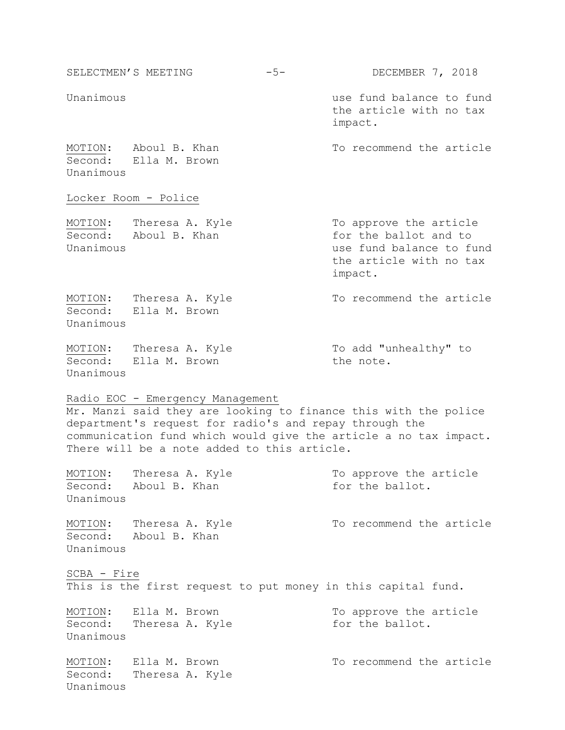Unanimous — use fund balance to fund the article with no tax impact.

<u>MOTION</u>: Aboul B. Khan — To recommend the article
Second: Ella M. Brown
Unanimous

<u>Locker Room - Police</u>

<u>MOTION</u>: Theresa A. Kyle — To approve the article for the ballot and to use fund balance to fund the article with no tax impact.
Second: Aboul B. Khan
Unanimous

<u>MOTION</u>: Theresa A. Kyle — To recommend the article
Second: Ella M. Brown
Unanimous

<u>MOTION</u>: Theresa A. Kyle — To add "unhealthy" to the note.
Second: Ella M. Brown
Unanimous

<u>Radio EOC - Emergency Management</u>
Mr. Manzi said they are looking to finance this with the police department's request for radio's and repay through the communication fund which would give the article a no tax impact. There will be a note added to this article.

<u>MOTION</u>: Theresa A. Kyle — To approve the article for the ballot.
Second: Aboul B. Khan
Unanimous

<u>MOTION</u>: Theresa A. Kyle — To recommend the article
Second: Aboul B. Khan
Unanimous

<u>SCBA - Fire</u>
This is the first request to put money in this capital fund.

<u>MOTION</u>: Ella M. Brown — To approve the article for the ballot.
Second: Theresa A. Kyle
Unanimous

<u>MOTION</u>: Ella M. Brown — To recommend the article
Second: Theresa A. Kyle
Unanimous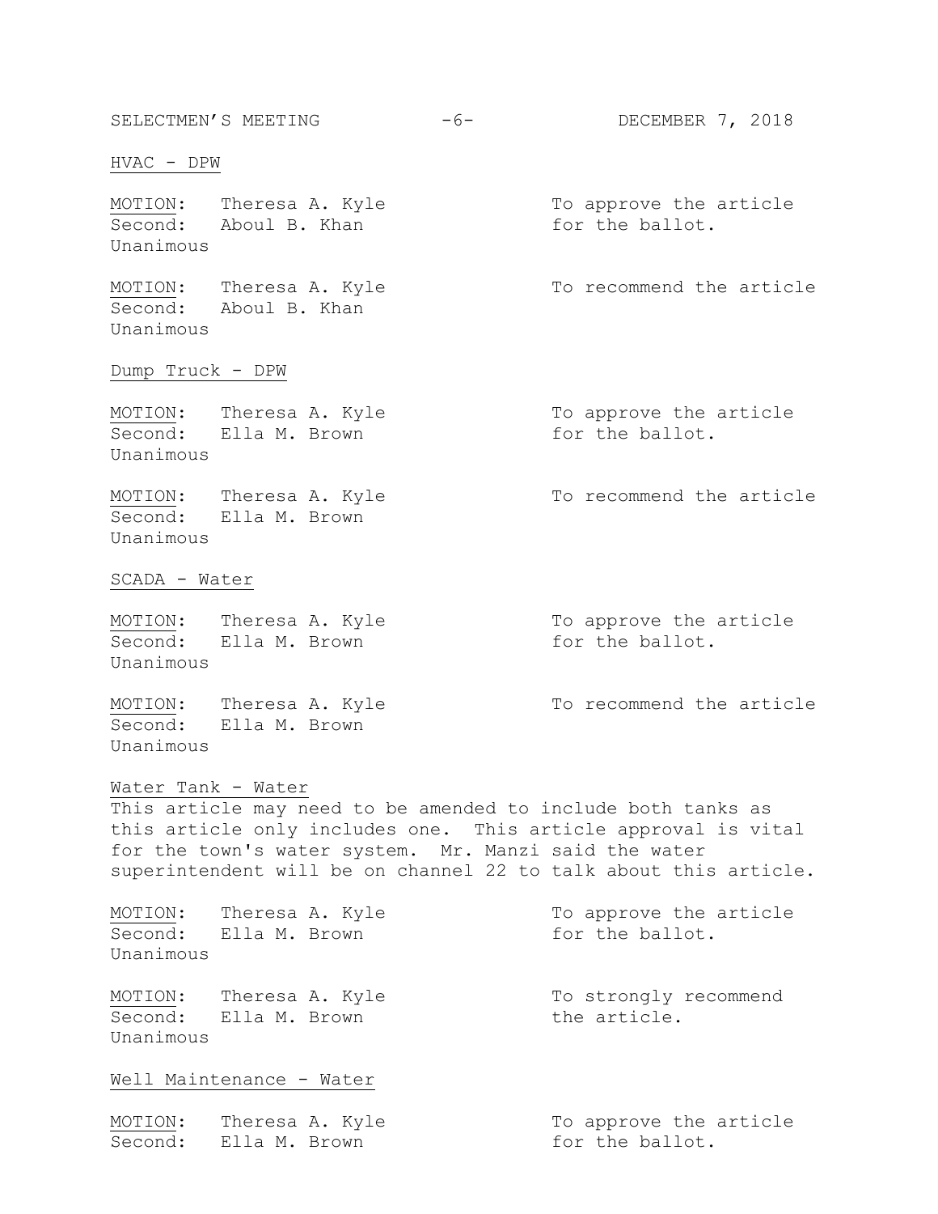HVAC - DPW

MOTION: Theresa A. Kyle To approve the article for the ballot.
Second: Aboul B. Khan
Unanimous

MOTION: Theresa A. Kyle To recommend the article
Second: Aboul B. Khan
Unanimous

Dump Truck - DPW

MOTION: Theresa A. Kyle To approve the article for the ballot.
Second: Ella M. Brown
Unanimous

MOTION: Theresa A. Kyle To recommend the article
Second: Ella M. Brown
Unanimous

SCADA - Water

MOTION: Theresa A. Kyle To approve the article for the ballot.
Second: Ella M. Brown
Unanimous

MOTION: Theresa A. Kyle To recommend the article
Second: Ella M. Brown
Unanimous

Water Tank - Water

This article may need to be amended to include both tanks as this article only includes one. This article approval is vital for the town's water system. Mr. Manzi said the water superintendent will be on channel 22 to talk about this article.

MOTION: Theresa A. Kyle To approve the article for the ballot.
Second: Ella M. Brown
Unanimous

MOTION: Theresa A. Kyle To strongly recommend the article.
Second: Ella M. Brown
Unanimous

Well Maintenance - Water

MOTION: Theresa A. Kyle To approve the article for the ballot.
Second: Ella M. Brown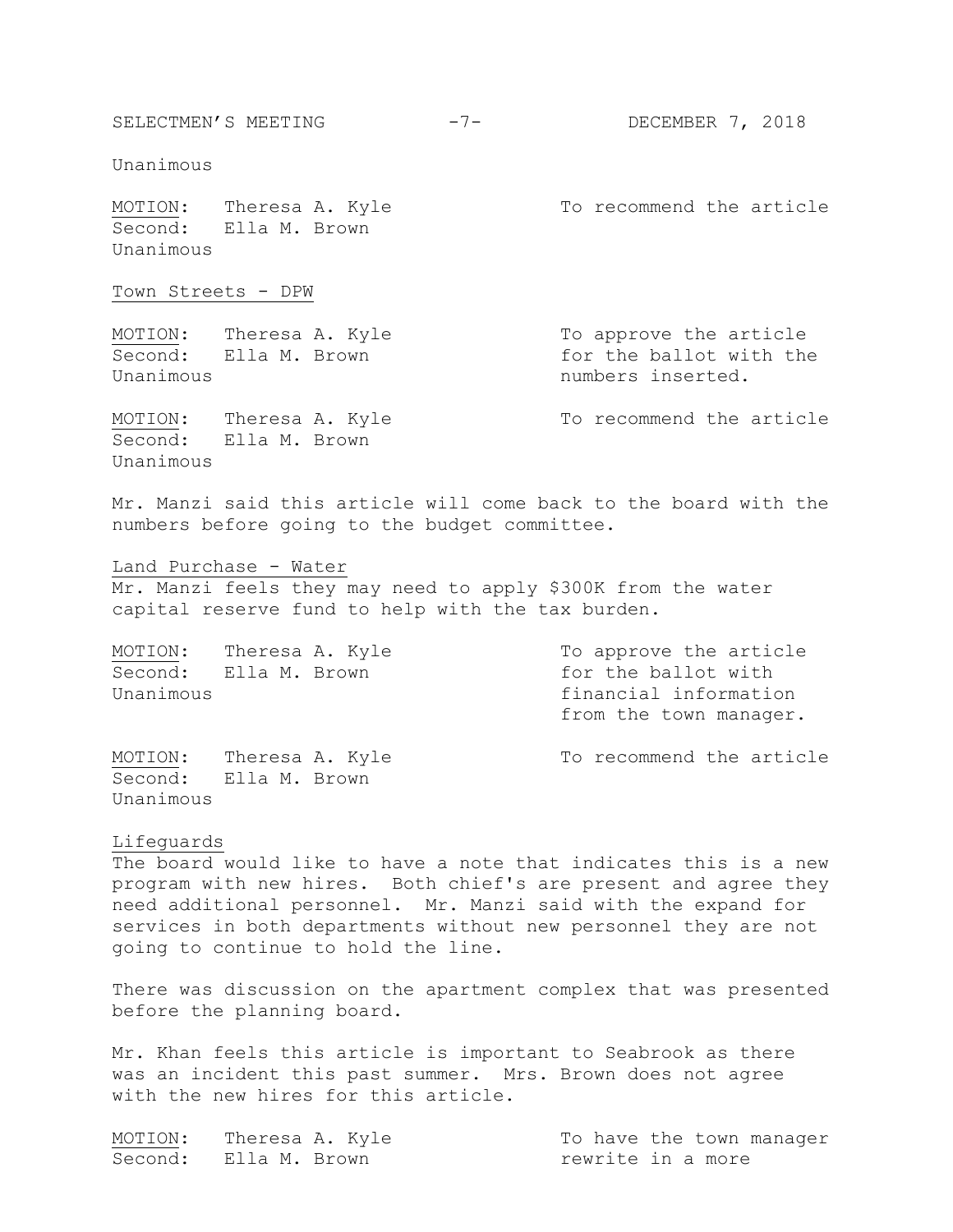Unanimous

<u>MOTION</u>: Theresa A. Kyle — To recommend the article
Second: Ella M. Brown
Unanimous

<u>Town Streets - DPW</u>

<u>MOTION</u>: Theresa A. Kyle — To approve the article for the ballot with the numbers inserted.
Second: Ella M. Brown
Unanimous

<u>MOTION</u>: Theresa A. Kyle — To recommend the article
Second: Ella M. Brown
Unanimous

Mr. Manzi said this article will come back to the board with the numbers before going to the budget committee.

<u>Land Purchase - Water</u>
Mr. Manzi feels they may need to apply $300K from the water capital reserve fund to help with the tax burden.

<u>MOTION</u>: Theresa A. Kyle — To approve the article for the ballot with financial information from the town manager.
Second: Ella M. Brown
Unanimous

<u>MOTION</u>: Theresa A. Kyle — To recommend the article
Second: Ella M. Brown
Unanimous

<u>Lifeguards</u>
The board would like to have a note that indicates this is a new program with new hires. Both chief's are present and agree they need additional personnel. Mr. Manzi said with the expand for services in both departments without new personnel they are not going to continue to hold the line.

There was discussion on the apartment complex that was presented before the planning board.

Mr. Khan feels this article is important to Seabrook as there was an incident this past summer. Mrs. Brown does not agree with the new hires for this article.

<u>MOTION</u>: Theresa A. Kyle — To have the town manager rewrite in a more
Second: Ella M. Brown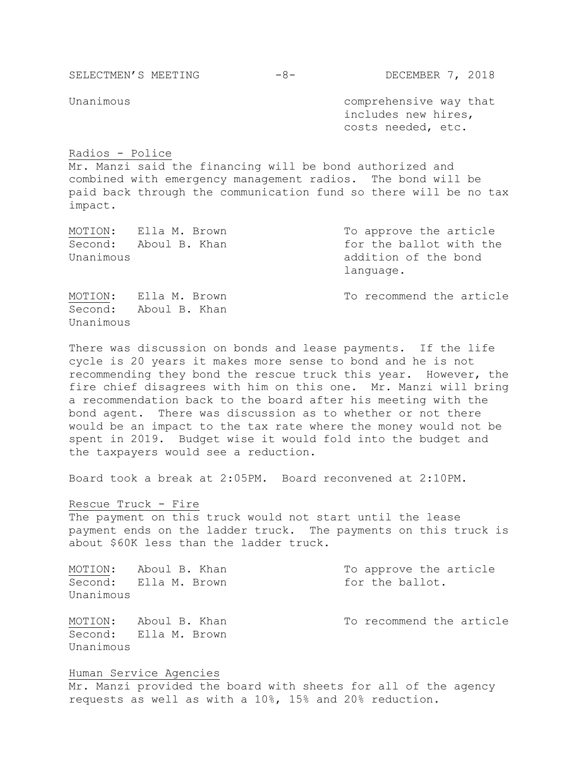Unanimous — comprehensive way that includes new hires, costs needed, etc.

<u>Radios - Police</u>

Mr. Manzi said the financing will be bond authorized and combined with emergency management radios. The bond will be paid back through the communication fund so there will be no tax impact.

| | | |
|---|---|---|
| <u>MOTION</u>: | Ella M. Brown | To approve the article for the ballot with the addition of the bond language. |
| Second: | Aboul B. Khan | |
| Unanimous | | |

| | | |
|---|---|---|
| <u>MOTION</u>: | Ella M. Brown | To recommend the article |
| Second: | Aboul B. Khan | |
| Unanimous | | |

There was discussion on bonds and lease payments. If the life cycle is 20 years it makes more sense to bond and he is not recommending they bond the rescue truck this year. However, the fire chief disagrees with him on this one. Mr. Manzi will bring a recommendation back to the board after his meeting with the bond agent. There was discussion as to whether or not there would be an impact to the tax rate where the money would not be spent in 2019. Budget wise it would fold into the budget and the taxpayers would see a reduction.

Board took a break at 2:05PM. Board reconvened at 2:10PM.

<u>Rescue Truck - Fire</u>

The payment on this truck would not start until the lease payment ends on the ladder truck. The payments on this truck is about $60K less than the ladder truck.

| | | |
|---|---|---|
| <u>MOTION</u>: | Aboul B. Khan | To approve the article for the ballot. |
| Second: | Ella M. Brown | |
| Unanimous | | |

| | | |
|---|---|---|
| <u>MOTION</u>: | Aboul B. Khan | To recommend the article |
| Second: | Ella M. Brown | |
| Unanimous | | |

<u>Human Service Agencies</u>

Mr. Manzi provided the board with sheets for all of the agency requests as well as with a 10%, 15% and 20% reduction.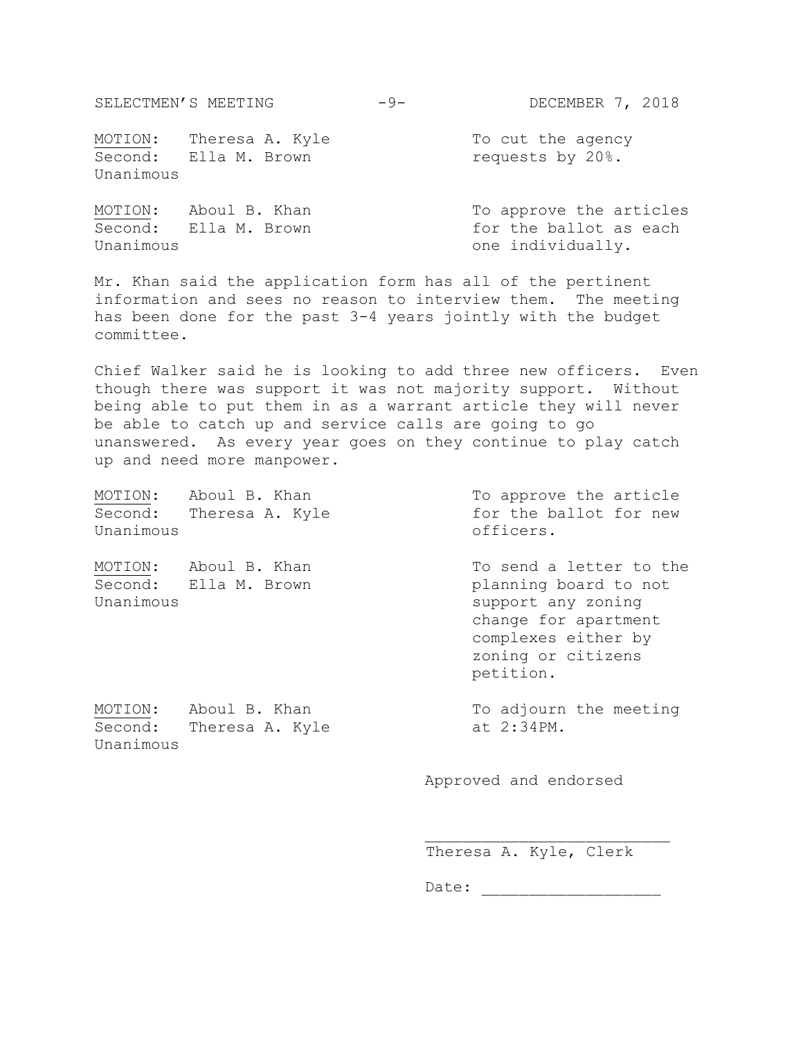MOTION: Theresa A. Kyle
Second: Ella M. Brown
Unanimous

To cut the agency requests by 20%.

MOTION: Aboul B. Khan
Second: Ella M. Brown
Unanimous

To approve the articles for the ballot as each one individually.

Mr. Khan said the application form has all of the pertinent information and sees no reason to interview them. The meeting has been done for the past 3-4 years jointly with the budget committee.

Chief Walker said he is looking to add three new officers. Even though there was support it was not majority support. Without being able to put them in as a warrant article they will never be able to catch up and service calls are going to go unanswered. As every year goes on they continue to play catch up and need more manpower.

MOTION: Aboul B. Khan
Second: Theresa A. Kyle
Unanimous

To approve the article for the ballot for new officers.

MOTION: Aboul B. Khan
Second: Ella M. Brown
Unanimous

To send a letter to the planning board to not support any zoning change for apartment complexes either by zoning or citizens petition.

MOTION: Aboul B. Khan
Second: Theresa A. Kyle
Unanimous

To adjourn the meeting at 2:34PM.

Approved and endorsed

___________________________
Theresa A. Kyle, Clerk

Date: ___________________